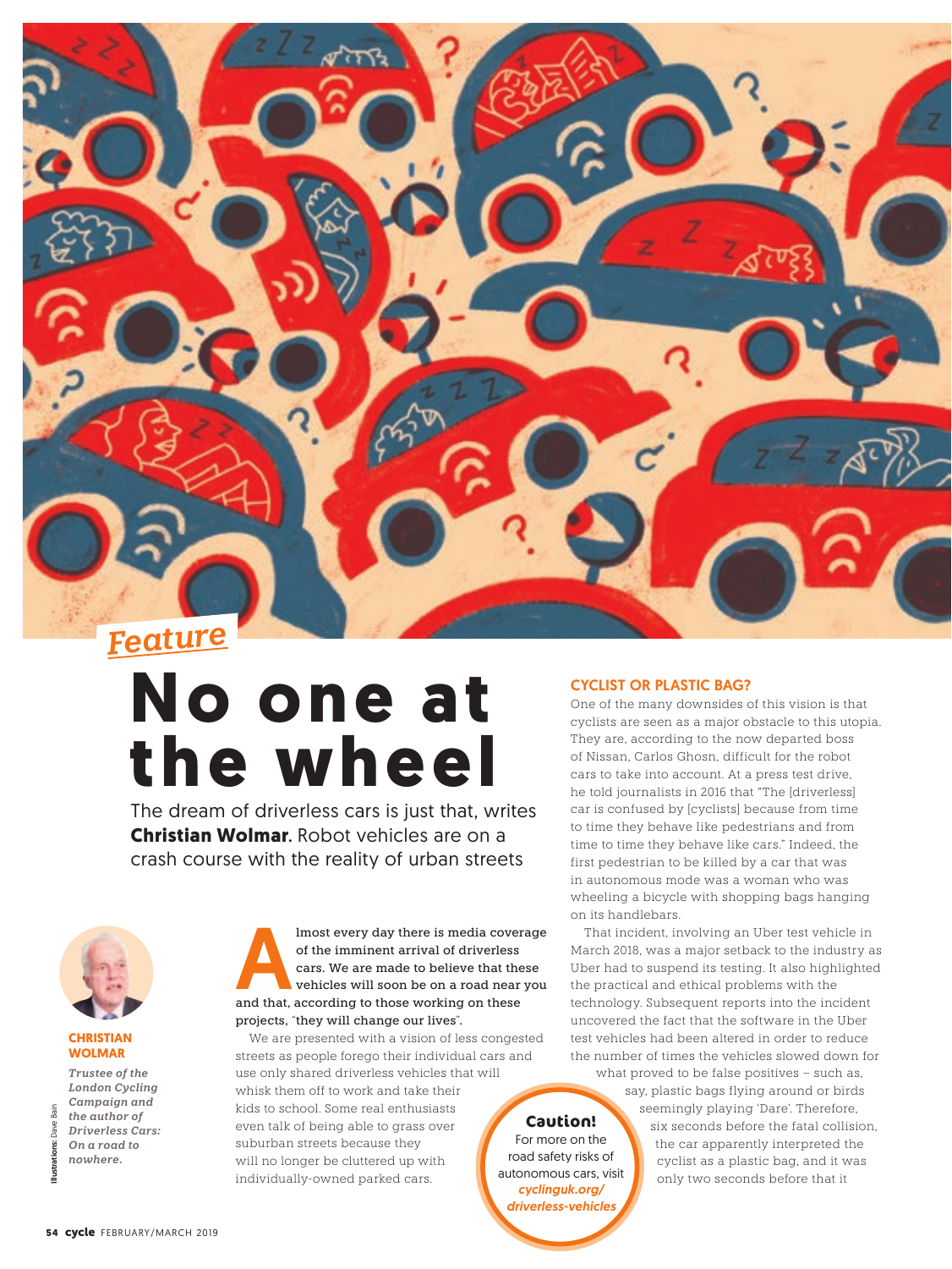*Feature*

# No one at the wheel

The dream of driverless cars is just that, writes **Christian Wolmar**. Robot vehicles are on a crash course with the reality of urban streets

**CHRISTIAN WOLMAR**

***Trustee of the London Cycling Campaign and the author of Driverless Cars: On a road to nowhere.***

Illustrations: Dave Bain

**Almost every day there is media coverage of the imminent arrival of driverless cars. We are made to believe that these vehicles will soon be on a road near you and that, according to those working on these projects, "they will change our lives".**

We are presented with a vision of less congested streets as people forego their individual cars and use only shared driverless vehicles that will whisk them off to work and take their kids to school. Some real enthusiasts even talk of being able to grass over suburban streets because they will no longer be cluttered up with individually-owned parked cars.

## CYCLIST OR PLASTIC BAG?

One of the many downsides of this vision is that cyclists are seen as a major obstacle to this utopia. They are, according to the now departed boss of Nissan, Carlos Ghosn, difficult for the robot cars to take into account. At a press test drive, he told journalists in 2016 that "The [driverless] car is confused by [cyclists] because from time to time they behave like pedestrians and from time to time they behave like cars." Indeed, the first pedestrian to be killed by a car that was in autonomous mode was a woman who was wheeling a bicycle with shopping bags hanging on its handlebars.

That incident, involving an Uber test vehicle in March 2018, was a major setback to the industry as Uber had to suspend its testing. It also highlighted the practical and ethical problems with the technology. Subsequent reports into the incident uncovered the fact that the software in the Uber test vehicles had been altered in order to reduce the number of times the vehicles slowed down for what proved to be false positives – such as, say, plastic bags flying around or birds seemingly playing 'Dare'. Therefore, six seconds before the fatal collision, the car apparently interpreted the cyclist as a plastic bag, and it was only two seconds before that it

**Caution!**
For more on the road safety risks of autonomous cars, visit ***cyclinguk.org/driverless-vehicles***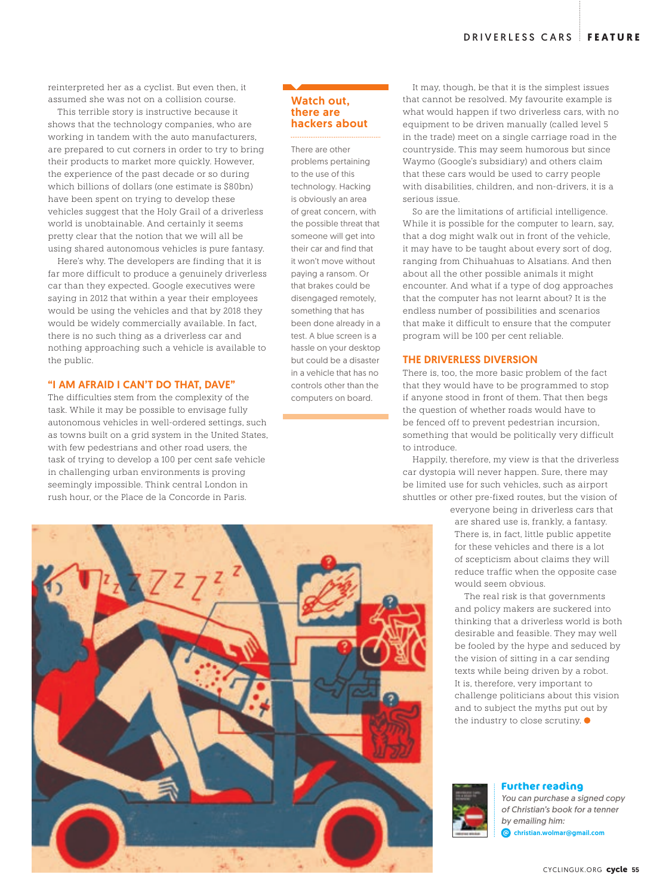reinterpreted her as a cyclist. But even then, it assumed she was not on a collision course.

This terrible story is instructive because it shows that the technology companies, who are working in tandem with the auto manufacturers, are prepared to cut corners in order to try to bring their products to market more quickly. However, the experience of the past decade or so during which billions of dollars (one estimate is $80bn) have been spent on trying to develop these vehicles suggest that the Holy Grail of a driverless world is unobtainable. And certainly it seems pretty clear that the notion that we will all be using shared autonomous vehicles is pure fantasy.

Here's why. The developers are finding that it is far more difficult to produce a genuinely driverless car than they expected. Google executives were saying in 2012 that within a year their employees would be using the vehicles and that by 2018 they would be widely commercially available. In fact, there is no such thing as a driverless car and nothing approaching such a vehicle is available to the public.

## "I AM AFRAID I CAN'T DO THAT, DAVE"

The difficulties stem from the complexity of the task. While it may be possible to envisage fully autonomous vehicles in well-ordered settings, such as towns built on a grid system in the United States, with few pedestrians and other road users, the task of trying to develop a 100 per cent safe vehicle in challenging urban environments is proving seemingly impossible. Think central London in rush hour, or the Place de la Concorde in Paris.

### Watch out, there are hackers about

There are other problems pertaining to the use of this technology. Hacking is obviously an area of great concern, with the possible threat that someone will get into their car and find that it won't move without paying a ransom. Or that brakes could be disengaged remotely, something that has been done already in a test. A blue screen is a hassle on your desktop but could be a disaster in a vehicle that has no controls other than the computers on board.

It may, though, be that it is the simplest issues that cannot be resolved. My favourite example is what would happen if two driverless cars, with no equipment to be driven manually (called level 5 in the trade) meet on a single carriage road in the countryside. This may seem humorous but since Waymo (Google's subsidiary) and others claim that these cars would be used to carry people with disabilities, children, and non-drivers, it is a serious issue.

So are the limitations of artificial intelligence. While it is possible for the computer to learn, say, that a dog might walk out in front of the vehicle, it may have to be taught about every sort of dog, ranging from Chihuahuas to Alsatians. And then about all the other possible animals it might encounter. And what if a type of dog approaches that the computer has not learnt about? It is the endless number of possibilities and scenarios that make it difficult to ensure that the computer program will be 100 per cent reliable.

## THE DRIVERLESS DIVERSION

There is, too, the more basic problem of the fact that they would have to be programmed to stop if anyone stood in front of them. That then begs the question of whether roads would have to be fenced off to prevent pedestrian incursion, something that would be politically very difficult to introduce.

Happily, therefore, my view is that the driverless car dystopia will never happen. Sure, there may be limited use for such vehicles, such as airport shuttles or other pre-fixed routes, but the vision of everyone being in driverless cars that are shared use is, frankly, a fantasy. There is, in fact, little public appetite for these vehicles and there is a lot of scepticism about claims they will reduce traffic when the opposite case would seem obvious.

The real risk is that governments and policy makers are suckered into thinking that a driverless world is both desirable and feasible. They may well be fooled by the hype and seduced by the vision of sitting in a car sending texts while being driven by a robot. It is, therefore, very important to challenge politicians about this vision and to subject the myths put out by the industry to close scrutiny.

### Further reading

*You can purchase a signed copy of Christian's book for a tenner by emailing him:*

christian.wolmar@gmail.com